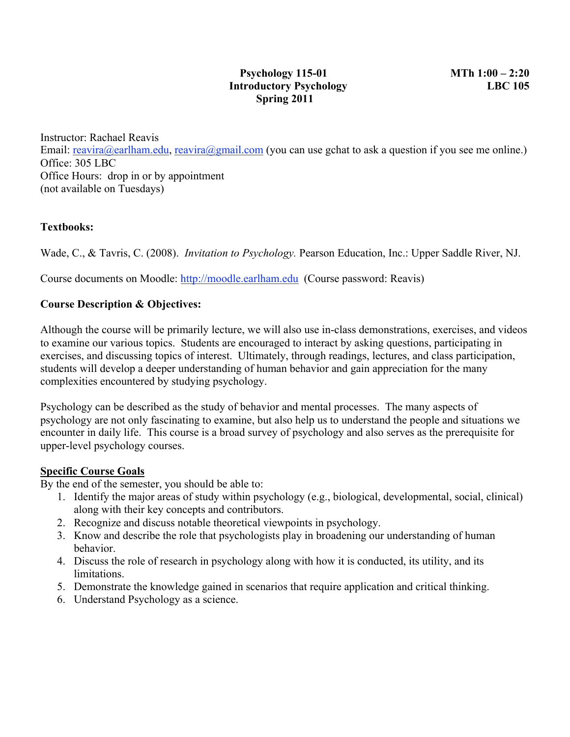**Psychology 115-01**
**Introductory Psychology**
**Spring 2011**

**MTh 1:00 – 2:20**
**LBC 105**

Instructor: Rachael Reavis
Email: reavira@earlham.edu, reavira@gmail.com (you can use gchat to ask a question if you see me online.)
Office: 305 LBC
Office Hours: drop in or by appointment
(not available on Tuesdays)

**Textbooks:**

Wade, C., & Tavris, C. (2008). *Invitation to Psychology.* Pearson Education, Inc.: Upper Saddle River, NJ.

Course documents on Moodle: http://moodle.earlham.edu (Course password: Reavis)

**Course Description & Objectives:**

Although the course will be primarily lecture, we will also use in-class demonstrations, exercises, and videos to examine our various topics. Students are encouraged to interact by asking questions, participating in exercises, and discussing topics of interest. Ultimately, through readings, lectures, and class participation, students will develop a deeper understanding of human behavior and gain appreciation for the many complexities encountered by studying psychology.

Psychology can be described as the study of behavior and mental processes. The many aspects of psychology are not only fascinating to examine, but also help us to understand the people and situations we encounter in daily life. This course is a broad survey of psychology and also serves as the prerequisite for upper-level psychology courses.

**Specific Course Goals**

By the end of the semester, you should be able to:

1. Identify the major areas of study within psychology (e.g., biological, developmental, social, clinical) along with their key concepts and contributors.
2. Recognize and discuss notable theoretical viewpoints in psychology.
3. Know and describe the role that psychologists play in broadening our understanding of human behavior.
4. Discuss the role of research in psychology along with how it is conducted, its utility, and its limitations.
5. Demonstrate the knowledge gained in scenarios that require application and critical thinking.
6. Understand Psychology as a science.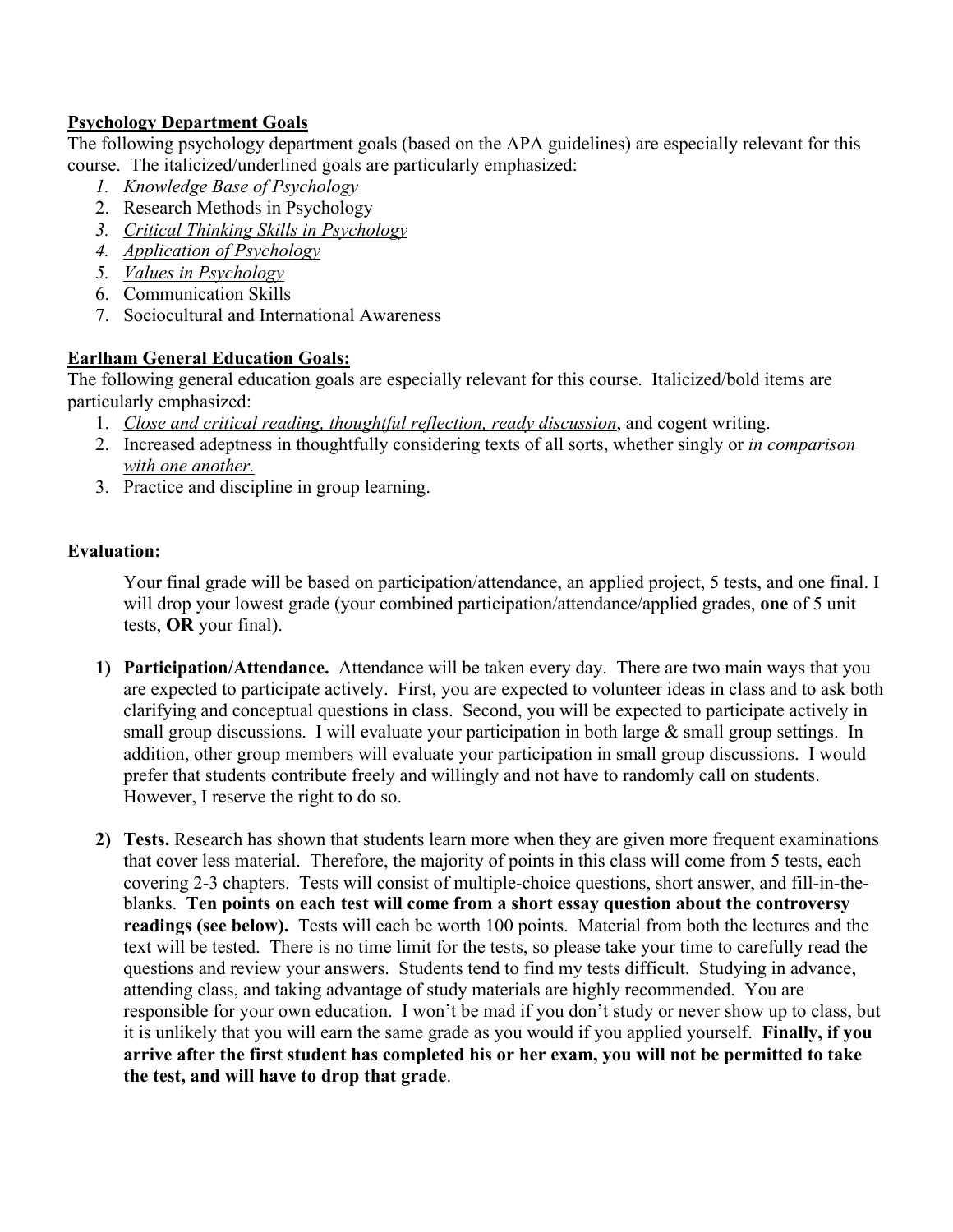**Psychology Department Goals**

The following psychology department goals (based on the APA guidelines) are especially relevant for this course. The italicized/underlined goals are particularly emphasized:

1. *Knowledge Base of Psychology*
2. Research Methods in Psychology
3. *Critical Thinking Skills in Psychology*
4. *Application of Psychology*
5. *Values in Psychology*
6. Communication Skills
7. Sociocultural and International Awareness

**Earlham General Education Goals:**

The following general education goals are especially relevant for this course. Italicized/bold items are particularly emphasized:

1. *Close and critical reading, thoughtful reflection, ready discussion*, and cogent writing.
2. Increased adeptness in thoughtfully considering texts of all sorts, whether singly or *in comparison with one another.*
3. Practice and discipline in group learning.

**Evaluation:**

Your final grade will be based on participation/attendance, an applied project, 5 tests, and one final. I will drop your lowest grade (your combined participation/attendance/applied grades, **one** of 5 unit tests, **OR** your final).

1) **Participation/Attendance.** Attendance will be taken every day. There are two main ways that you are expected to participate actively. First, you are expected to volunteer ideas in class and to ask both clarifying and conceptual questions in class. Second, you will be expected to participate actively in small group discussions. I will evaluate your participation in both large & small group settings. In addition, other group members will evaluate your participation in small group discussions. I would prefer that students contribute freely and willingly and not have to randomly call on students. However, I reserve the right to do so.

2) **Tests.** Research has shown that students learn more when they are given more frequent examinations that cover less material. Therefore, the majority of points in this class will come from 5 tests, each covering 2-3 chapters. Tests will consist of multiple-choice questions, short answer, and fill-in-the-blanks. **Ten points on each test will come from a short essay question about the controversy readings (see below).** Tests will each be worth 100 points. Material from both the lectures and the text will be tested. There is no time limit for the tests, so please take your time to carefully read the questions and review your answers. Students tend to find my tests difficult. Studying in advance, attending class, and taking advantage of study materials are highly recommended. You are responsible for your own education. I won't be mad if you don't study or never show up to class, but it is unlikely that you will earn the same grade as you would if you applied yourself. **Finally, if you arrive after the first student has completed his or her exam, you will not be permitted to take the test, and will have to drop that grade**.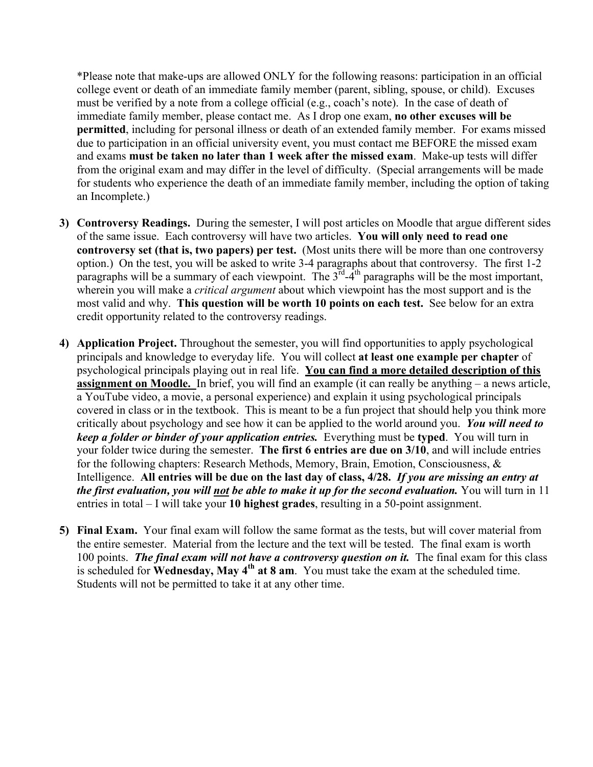*Please note that make-ups are allowed ONLY for the following reasons: participation in an official college event or death of an immediate family member (parent, sibling, spouse, or child). Excuses must be verified by a note from a college official (e.g., coach's note). In the case of death of immediate family member, please contact me. As I drop one exam, **no other excuses will be permitted**, including for personal illness or death of an extended family member. For exams missed due to participation in an official university event, you must contact me BEFORE the missed exam and exams **must be taken no later than 1 week after the missed exam**. Make-up tests will differ from the original exam and may differ in the level of difficulty. (Special arrangements will be made for students who experience the death of an immediate family member, including the option of taking an Incomplete.)

3) **Controversy Readings.** During the semester, I will post articles on Moodle that argue different sides of the same issue. Each controversy will have two articles. **You will only need to read one controversy set (that is, two papers) per test.** (Most units there will be more than one controversy option.) On the test, you will be asked to write 3-4 paragraphs about that controversy. The first 1-2 paragraphs will be a summary of each viewpoint. The 3rd-4th paragraphs will be the most important, wherein you will make a *critical argument* about which viewpoint has the most support and is the most valid and why. **This question will be worth 10 points on each test.** See below for an extra credit opportunity related to the controversy readings.

4) **Application Project.** Throughout the semester, you will find opportunities to apply psychological principals and knowledge to everyday life. You will collect **at least one example per chapter** of psychological principals playing out in real life. **You can find a more detailed description of this assignment on Moodle.** In brief, you will find an example (it can really be anything – a news article, a YouTube video, a movie, a personal experience) and explain it using psychological principals covered in class or in the textbook. This is meant to be a fun project that should help you think more critically about psychology and see how it can be applied to the world around you. ***You will need to keep a folder or binder of your application entries.*** Everything must be **typed**. You will turn in your folder twice during the semester. **The first 6 entries are due on 3/10**, and will include entries for the following chapters: Research Methods, Memory, Brain, Emotion, Consciousness, & Intelligence. **All entries will be due on the last day of class, 4/28.** ***If you are missing an entry at the first evaluation, you will not be able to make it up for the second evaluation.*** You will turn in 11 entries in total – I will take your **10 highest grades**, resulting in a 50-point assignment.

5) **Final Exam.** Your final exam will follow the same format as the tests, but will cover material from the entire semester. Material from the lecture and the text will be tested. The final exam is worth 100 points. ***The final exam will not have a controversy question on it.*** The final exam for this class is scheduled for **Wednesday, May 4th at 8 am**. You must take the exam at the scheduled time. Students will not be permitted to take it at any other time.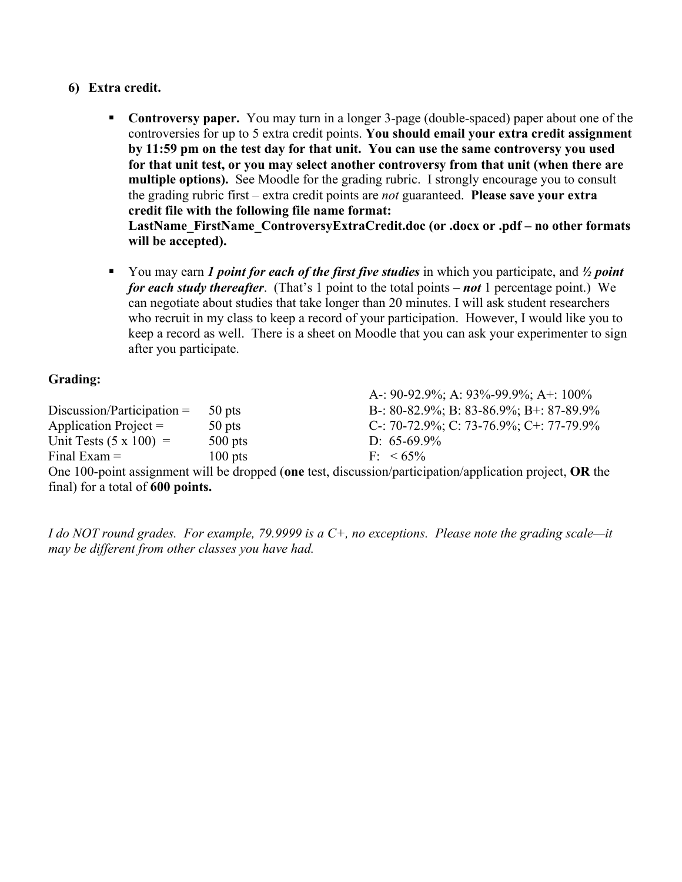6) **Extra credit.**

- **Controversy paper.** You may turn in a longer 3-page (double-spaced) paper about one of the controversies for up to 5 extra credit points. **You should email your extra credit assignment by 11:59 pm on the test day for that unit. You can use the same controversy you used for that unit test, or you may select another controversy from that unit (when there are multiple options).** See Moodle for the grading rubric. I strongly encourage you to consult the grading rubric first – extra credit points are *not* guaranteed. **Please save your extra credit file with the following file name format: LastName_FirstName_ControversyExtraCredit.doc (or .docx or .pdf – no other formats will be accepted).**

- You may earn ***1 point for each of the first five studies*** in which you participate, and ***½ point for each study thereafter***. (That's 1 point to the total points – ***not*** 1 percentage point.) We can negotiate about studies that take longer than 20 minutes. I will ask student researchers who recruit in my class to keep a record of your participation. However, I would like you to keep a record as well. There is a sheet on Moodle that you can ask your experimenter to sign after you participate.

**Grading:**

| | | |
|---|---|---|
| | | A-: 90-92.9%; A: 93%-99.9%; A+: 100% |
| Discussion/Participation = | 50 pts | B-: 80-82.9%; B: 83-86.9%; B+: 87-89.9% |
| Application Project = | 50 pts | C-: 70-72.9%; C: 73-76.9%; C+: 77-79.9% |
| Unit Tests (5 x 100) = | 500 pts | D: 65-69.9% |
| Final Exam = | 100 pts | F: < 65% |

One 100-point assignment will be dropped (**one** test, discussion/participation/application project, **OR** the final) for a total of **600 points.**

*I do NOT round grades. For example, 79.9999 is a C+, no exceptions. Please note the grading scale—it may be different from other classes you have had.*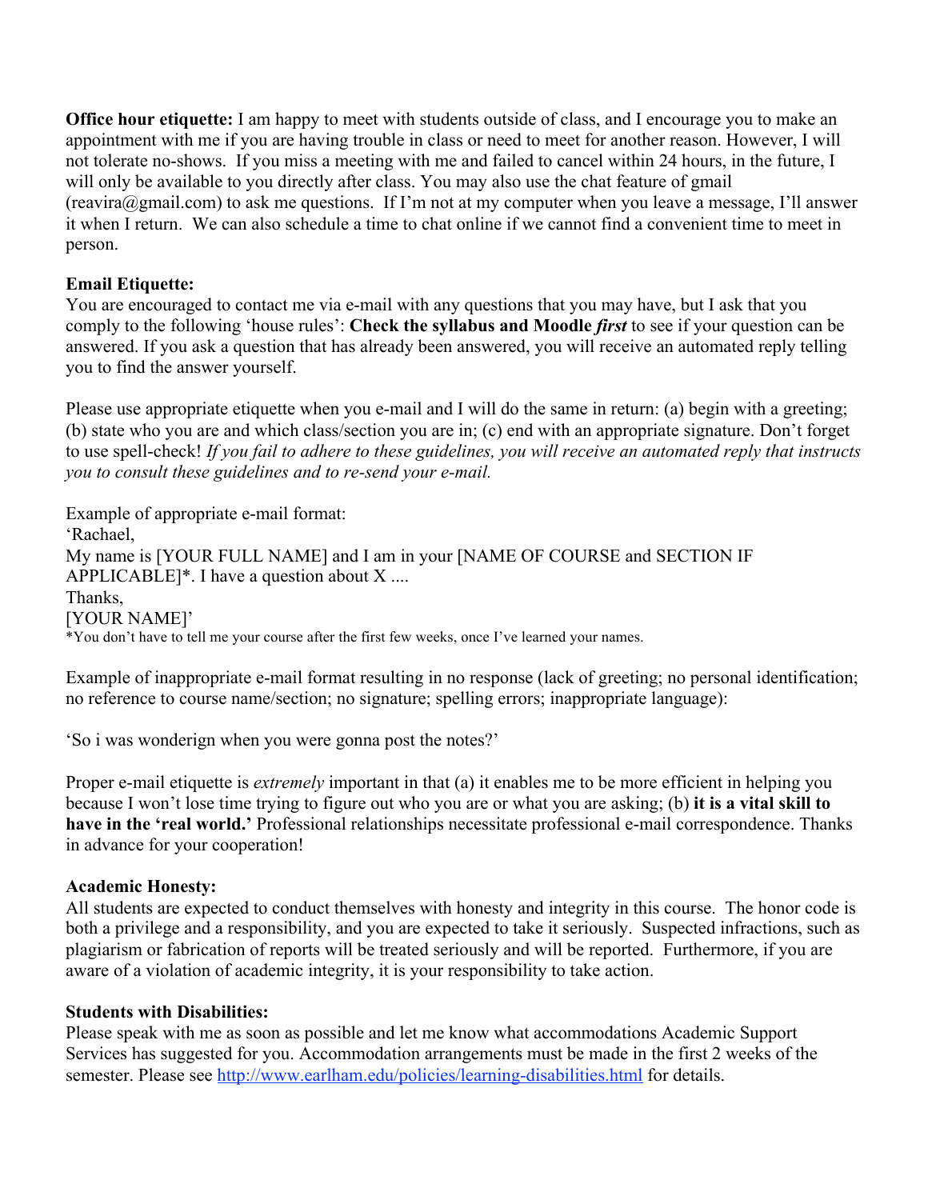**Office hour etiquette:** I am happy to meet with students outside of class, and I encourage you to make an appointment with me if you are having trouble in class or need to meet for another reason. However, I will not tolerate no-shows. If you miss a meeting with me and failed to cancel within 24 hours, in the future, I will only be available to you directly after class. You may also use the chat feature of gmail (reavira@gmail.com) to ask me questions. If I'm not at my computer when you leave a message, I'll answer it when I return. We can also schedule a time to chat online if we cannot find a convenient time to meet in person.

**Email Etiquette:**
You are encouraged to contact me via e-mail with any questions that you may have, but I ask that you comply to the following 'house rules': **Check the syllabus and Moodle *first*** to see if your question can be answered. If you ask a question that has already been answered, you will receive an automated reply telling you to find the answer yourself.

Please use appropriate etiquette when you e-mail and I will do the same in return: (a) begin with a greeting; (b) state who you are and which class/section you are in; (c) end with an appropriate signature. Don't forget to use spell-check! *If you fail to adhere to these guidelines, you will receive an automated reply that instructs you to consult these guidelines and to re-send your e-mail.*

Example of appropriate e-mail format:
'Rachael,
My name is [YOUR FULL NAME] and I am in your [NAME OF COURSE and SECTION IF APPLICABLE]*. I have a question about X ....
Thanks,
[YOUR NAME]'
*You don't have to tell me your course after the first few weeks, once I've learned your names.

Example of inappropriate e-mail format resulting in no response (lack of greeting; no personal identification; no reference to course name/section; no signature; spelling errors; inappropriate language):

'So i was wonderign when you were gonna post the notes?'

Proper e-mail etiquette is *extremely* important in that (a) it enables me to be more efficient in helping you because I won't lose time trying to figure out who you are or what you are asking; (b) **it is a vital skill to have in the 'real world.'** Professional relationships necessitate professional e-mail correspondence. Thanks in advance for your cooperation!

**Academic Honesty:**
All students are expected to conduct themselves with honesty and integrity in this course. The honor code is both a privilege and a responsibility, and you are expected to take it seriously. Suspected infractions, such as plagiarism or fabrication of reports will be treated seriously and will be reported. Furthermore, if you are aware of a violation of academic integrity, it is your responsibility to take action.

**Students with Disabilities:**
Please speak with me as soon as possible and let me know what accommodations Academic Support Services has suggested for you. Accommodation arrangements must be made in the first 2 weeks of the semester. Please see http://www.earlham.edu/policies/learning-disabilities.html for details.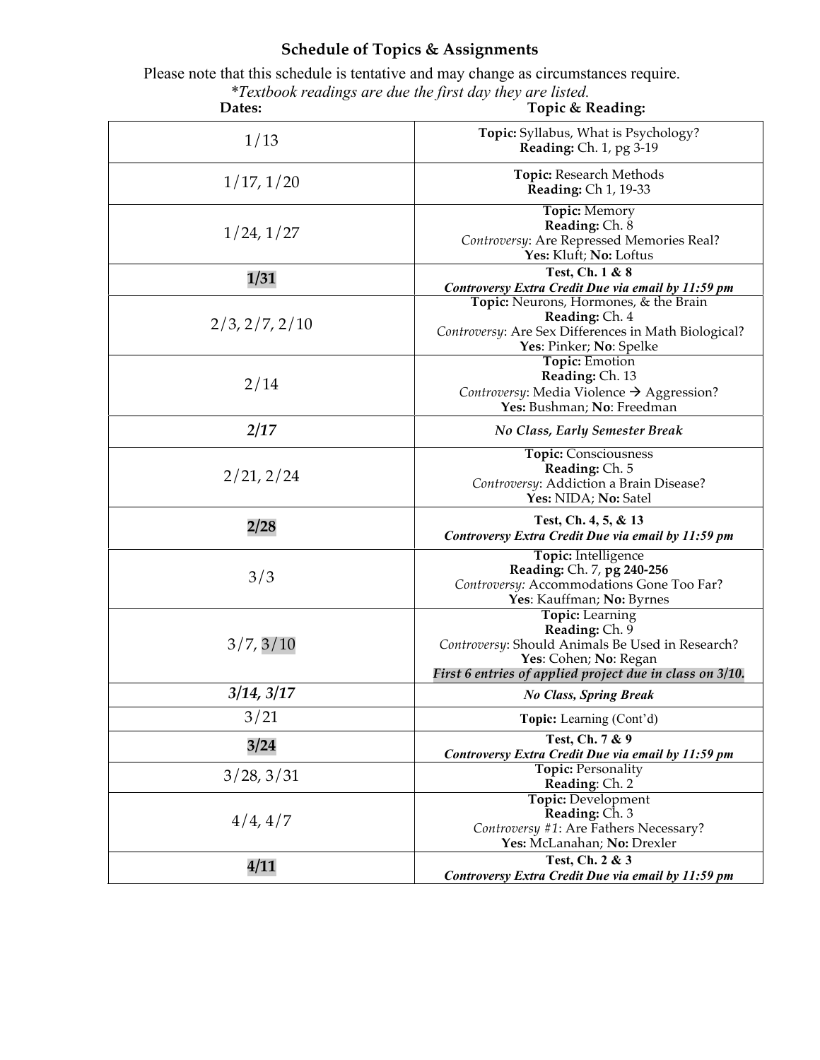## Schedule of Topics & Assignments

Please note that this schedule is tentative and may change as circumstances require.

*\*Textbook readings are due the first day they are listed.*

| Dates: | Topic & Reading: |
|---|---|
| 1/13 | **Topic:** Syllabus, What is Psychology?<br>**Reading:** Ch. 1, pg 3-19 |
| 1/17, 1/20 | **Topic:** Research Methods<br>**Reading:** Ch 1, 19-33 |
| 1/24, 1/27 | **Topic:** Memory<br>**Reading:** Ch. 8<br>*Controversy*: Are Repressed Memories Real?<br>**Yes:** Kluft; **No:** Loftus |
| **1/31** | **Test, Ch. 1 & 8**<br>***Controversy Extra Credit Due via email by 11:59 pm*** |
| 2/3, 2/7, 2/10 | **Topic:** Neurons, Hormones, & the Brain<br>**Reading:** Ch. 4<br>*Controversy*: Are Sex Differences in Math Biological?<br>**Yes**: Pinker; **No**: Spelke |
| 2/14 | **Topic:** Emotion<br>**Reading:** Ch. 13<br>*Controversy*: Media Violence → Aggression?<br>**Yes:** Bushman; **No**: Freedman |
| ***2/17*** | ***No Class, Early Semester Break*** |
| 2/21, 2/24 | **Topic:** Consciousness<br>**Reading:** Ch. 5<br>*Controversy*: Addiction a Brain Disease?<br>**Yes:** NIDA; **No:** Satel |
| **2/28** | **Test, Ch. 4, 5, & 13**<br>***Controversy Extra Credit Due via email by 11:59 pm*** |
| 3/3 | **Topic:** Intelligence<br>**Reading:** Ch. 7, **pg 240-256**<br>*Controversy:* Accommodations Gone Too Far?<br>**Yes**: Kauffman; **No:** Byrnes |
| 3/7, 3/10 | **Topic:** Learning<br>**Reading:** Ch. 9<br>*Controversy*: Should Animals Be Used in Research?<br>**Yes**: Cohen; **No**: Regan<br>***First 6 entries of applied project due in class on 3/10.*** |
| ***3/14, 3/17*** | ***No Class, Spring Break*** |
| 3/21 | **Topic:** Learning (Cont'd) |
| **3/24** | **Test, Ch. 7 & 9**<br>***Controversy Extra Credit Due via email by 11:59 pm*** |
| 3/28, 3/31 | **Topic:** Personality<br>**Reading**: Ch. 2 |
| 4/4, 4/7 | **Topic:** Development<br>**Reading:** Ch. 3<br>*Controversy #1*: Are Fathers Necessary?<br>**Yes:** McLanahan; **No:** Drexler |
| **4/11** | **Test, Ch. 2 & 3**<br>***Controversy Extra Credit Due via email by 11:59 pm*** |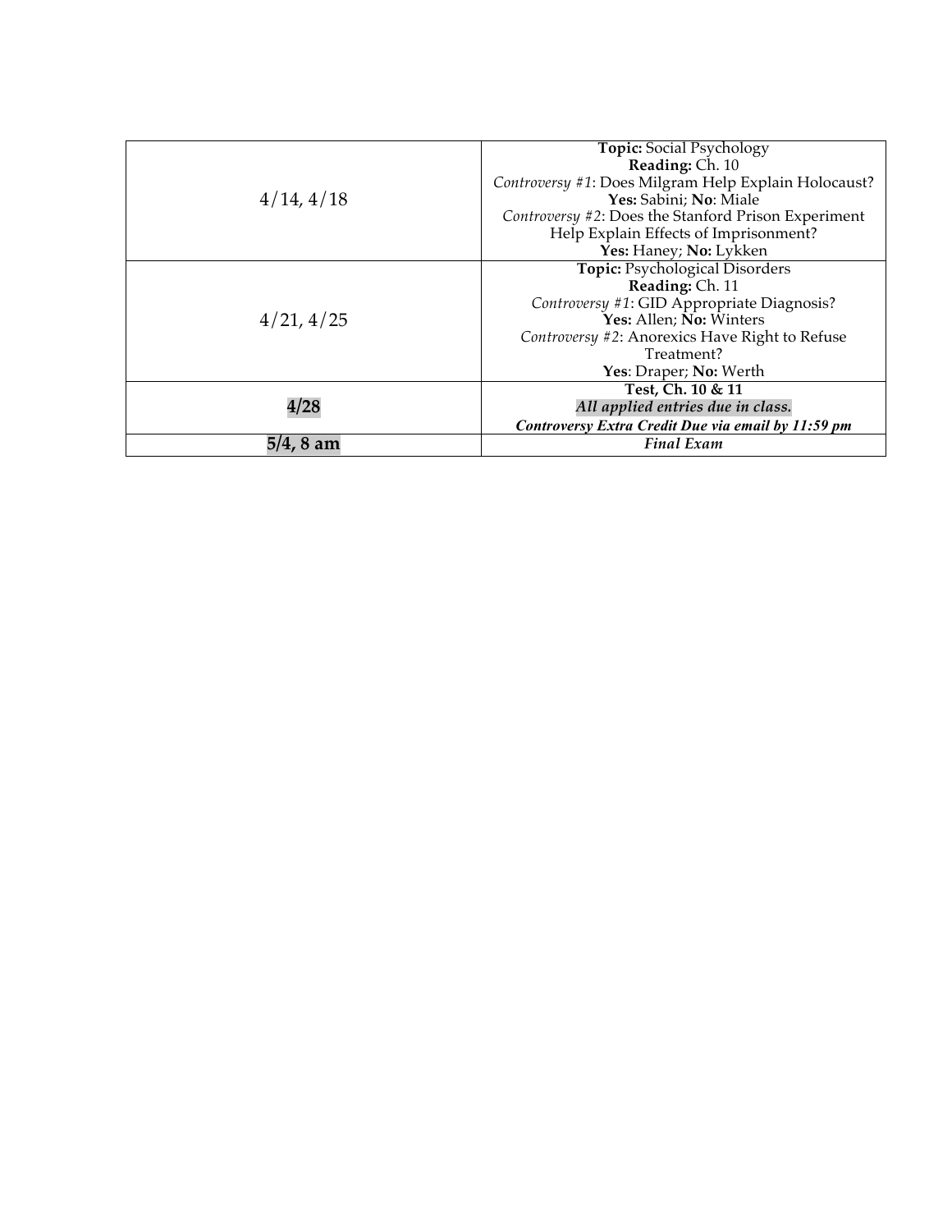| | |
|---|---|
| 4/14, 4/18 | **Topic:** Social Psychology<br>**Reading:** Ch. 10<br>*Controversy #1*: Does Milgram Help Explain Holocaust?<br>**Yes:** Sabini; **No**: Miale<br>*Controversy #2*: Does the Stanford Prison Experiment Help Explain Effects of Imprisonment?<br>**Yes:** Haney; **No:** Lykken |
| 4/21, 4/25 | **Topic:** Psychological Disorders<br>**Reading:** Ch. 11<br>*Controversy #1*: GID Appropriate Diagnosis?<br>**Yes:** Allen; **No:** Winters<br>*Controversy #2*: Anorexics Have Right to Refuse Treatment?<br>**Yes**: Draper; **No:** Werth |
| **4/28** | **Test, Ch. 10 & 11**<br>***All applied entries due in class.***<br>***Controversy Extra Credit Due via email by 11:59 pm*** |
| **5/4, 8 am** | ***Final Exam*** |